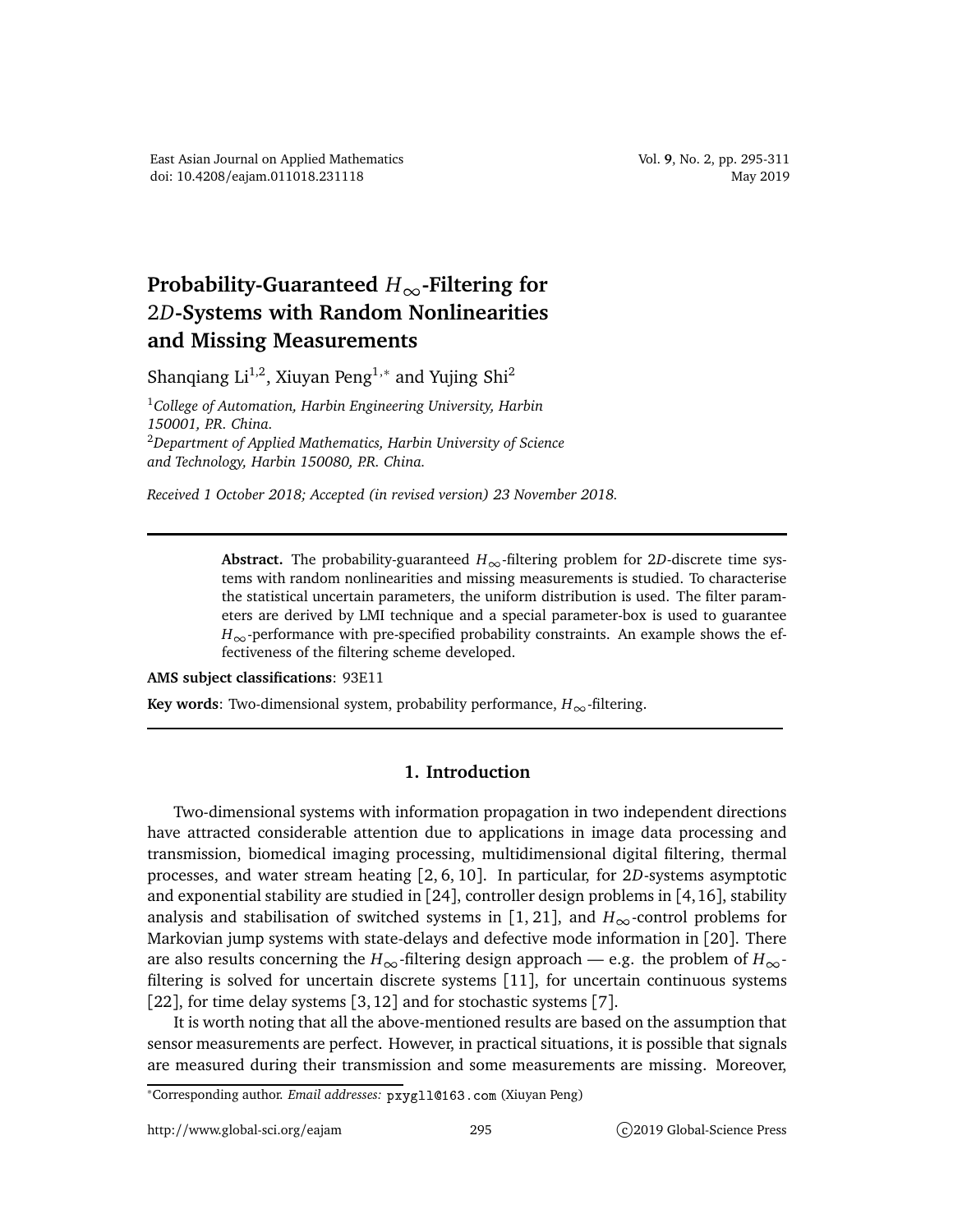# Probability-Guaranteed $H_\infty$-Filtering for 2$D$-Systems with Random Nonlinearities and Missing Measurements

Shanqiang Li[1,2], Xiuyan Peng[1,*] and Yujing Shi[2]

[1] *College of Automation, Harbin Engineering University, Harbin 150001, P.R. China.*
[2] *Department of Applied Mathematics, Harbin University of Science and Technology, Harbin 150080, P.R. China.*

*Received 1 October 2018; Accepted (in revised version) 23 November 2018.*

---

**Abstract.** The probability-guaranteed $H_\infty$-filtering problem for 2$D$-discrete time systems with random nonlinearities and missing measurements is studied. To characterise the statistical uncertain parameters, the uniform distribution is used. The filter parameters are derived by LMI technique and a special parameter-box is used to guarantee $H_\infty$-performance with pre-specified probability constraints. An example shows the effectiveness of the filtering scheme developed.

**AMS subject classifications**: 93E11

**Key words**: Two-dimensional system, probability performance, $H_\infty$-filtering.

---

## 1. Introduction

Two-dimensional systems with information propagation in two independent directions have attracted considerable attention due to applications in image data processing and transmission, biomedical imaging processing, multidimensional digital filtering, thermal processes, and water stream heating [2, 6, 10]. In particular, for 2$D$-systems asymptotic and exponential stability are studied in [24], controller design problems in [4, 16], stability analysis and stabilisation of switched systems in [1, 21], and $H_\infty$-control problems for Markovian jump systems with state-delays and defective mode information in [20]. There are also results concerning the $H_\infty$-filtering design approach — e.g. the problem of $H_\infty$-filtering is solved for uncertain discrete systems [11], for uncertain continuous systems [22], for time delay systems [3, 12] and for stochastic systems [7].

It is worth noting that all the above-mentioned results are based on the assumption that sensor measurements are perfect. However, in practical situations, it is possible that signals are measured during their transmission and some measurements are missing. Moreover,

---

*Corresponding author. *Email addresses:* pxygll@163.com (Xiuyan Peng)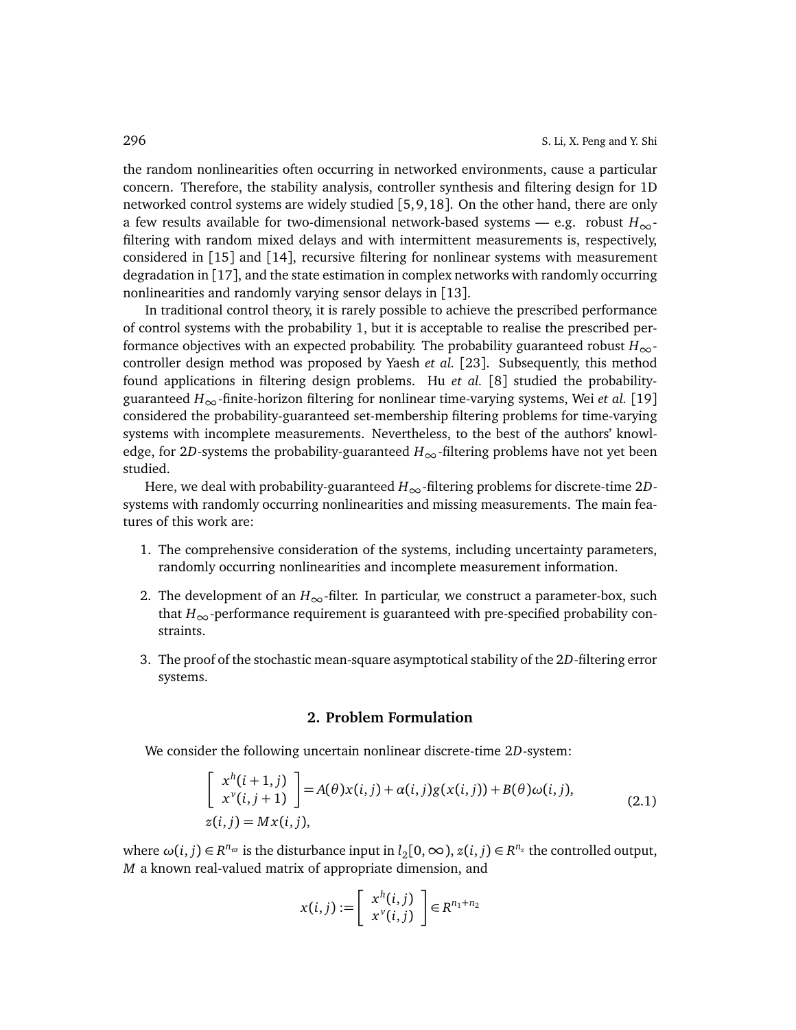the random nonlinearities often occurring in networked environments, cause a particular concern. Therefore, the stability analysis, controller synthesis and filtering design for 1D networked control systems are widely studied [5,9,18]. On the other hand, there are only a few results available for two-dimensional network-based systems — e.g. robust $H_\infty$-filtering with random mixed delays and with intermittent measurements is, respectively, considered in [15] and [14], recursive filtering for nonlinear systems with measurement degradation in [17], and the state estimation in complex networks with randomly occurring nonlinearities and randomly varying sensor delays in [13].

In traditional control theory, it is rarely possible to achieve the prescribed performance of control systems with the probability 1, but it is acceptable to realise the prescribed performance objectives with an expected probability. The probability guaranteed robust $H_\infty$-controller design method was proposed by Yaesh *et al.* [23]. Subsequently, this method found applications in filtering design problems. Hu *et al.* [8] studied the probability-guaranteed $H_\infty$-finite-horizon filtering for nonlinear time-varying systems, Wei *et al.* [19] considered the probability-guaranteed set-membership filtering problems for time-varying systems with incomplete measurements. Nevertheless, to the best of the authors' knowledge, for $2D$-systems the probability-guaranteed $H_\infty$-filtering problems have not yet been studied.

Here, we deal with probability-guaranteed $H_\infty$-filtering problems for discrete-time $2D$-systems with randomly occurring nonlinearities and missing measurements. The main features of this work are:

1. The comprehensive consideration of the systems, including uncertainty parameters, randomly occurring nonlinearities and incomplete measurement information.
2. The development of an $H_\infty$-filter. In particular, we construct a parameter-box, such that $H_\infty$-performance requirement is guaranteed with pre-specified probability constraints.
3. The proof of the stochastic mean-square asymptotical stability of the $2D$-filtering error systems.

## 2. Problem Formulation

We consider the following uncertain nonlinear discrete-time $2D$-system:

$$
\begin{aligned}
&\begin{bmatrix} x^h(i+1,j) \\ x^v(i,j+1) \end{bmatrix} = A(\theta)x(i,j) + \alpha(i,j)g(x(i,j)) + B(\theta)\omega(i,j), \\
&z(i,j) = Mx(i,j),
\end{aligned}
\tag{2.1}
$$

where $\omega(i,j) \in R^{n_\varpi}$ is the disturbance input in $l_2[0,\infty)$, $z(i,j) \in R^{n_z}$ the controlled output, $M$ a known real-valued matrix of appropriate dimension, and

$$
x(i,j) := \begin{bmatrix} x^h(i,j) \\ x^v(i,j) \end{bmatrix} \in R^{n_1+n_2}
$$